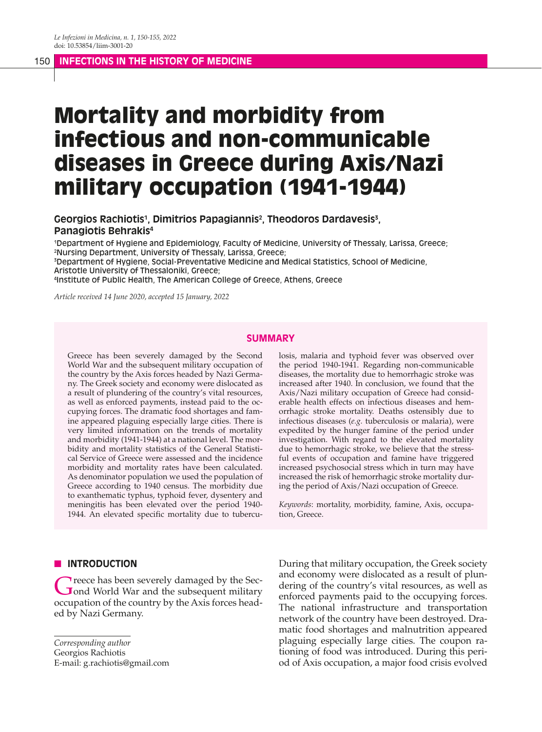# Mortality and morbidity from infectious and non-communicable diseases in Greece during Axis/Nazi military occupation (1941-1944)

**Georgios Rachiotis[1], Dimitrios Papagiannis[2], Theodoros Dardavesis[3], Panagiotis Behrakis[4]**

[1]Department of Hygiene and Epidemiology, Faculty of Medicine, University of Thessaly, Larissa, Greece;
[2]Nursing Department, University of Thessaly, Larissa, Greece;
[3]Department of Hygiene, Social-Preventative Medicine and Medical Statistics, School of Medicine, Aristotle University of Thessaloniki, Greece;
[4]Institute of Public Health, The American College of Greece, Athens, Greece

*Article received 14 June 2020, accepted 15 January, 2022*

## SUMMARY

Greece has been severely damaged by the Second World War and the subsequent military occupation of the country by the Axis forces headed by Nazi Germany. The Greek society and economy were dislocated as a result of plundering of the country's vital resources, as well as enforced payments, instead paid to the occupying forces. The dramatic food shortages and famine appeared plaguing especially large cities. There is very limited information on the trends of mortality and morbidity (1941-1944) at a national level. The morbidity and mortality statistics of the General Statistical Service of Greece were assessed and the incidence morbidity and mortality rates have been calculated. As denominator population we used the population of Greece according to 1940 census. The morbidity due to exanthematic typhus, typhoid fever, dysentery and meningitis has been elevated over the period 1940-1944. An elevated specific mortality due to tuberculosis, malaria and typhoid fever was observed over the period 1940-1941. Regarding non-communicable diseases, the mortality due to hemorrhagic stroke was increased after 1940. In conclusion, we found that the Axis/Nazi military occupation of Greece had considerable health effects on infectious diseases and hemorrhagic stroke mortality. Deaths ostensibly due to infectious diseases (*e.g.* tuberculosis or malaria), were expedited by the hunger famine of the period under investigation. With regard to the elevated mortality due to hemorrhagic stroke, we believe that the stressful events of occupation and famine have triggered increased psychosocial stress which in turn may have increased the risk of hemorrhagic stroke mortality during the period of Axis/Nazi occupation of Greece.

*Keywords*: mortality, morbidity, famine, Axis, occupation, Greece.

## INTRODUCTION

Greece has been severely damaged by the Second World War and the subsequent military occupation of the country by the Axis forces headed by Nazi Germany.

During that military occupation, the Greek society and economy were dislocated as a result of plundering of the country's vital resources, as well as enforced payments paid to the occupying forces. The national infrastructure and transportation network of the country have been destroyed. Dramatic food shortages and malnutrition appeared plaguing especially large cities. The coupon rationing of food was introduced. During this period of Axis occupation, a major food crisis evolved

*Corresponding author*
Georgios Rachiotis
E-mail: g.rachiotis@gmail.com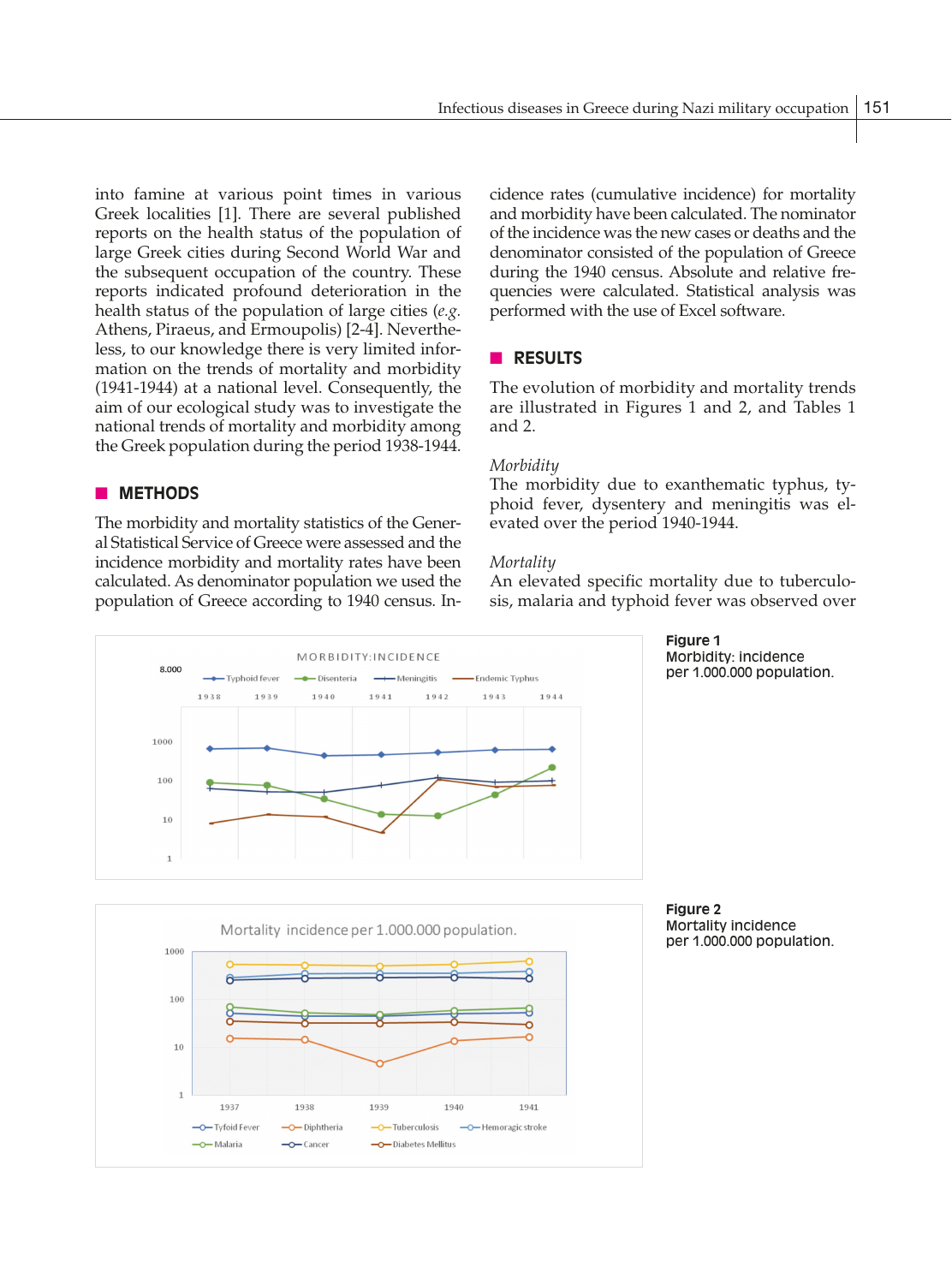into famine at various point times in various Greek localities [1]. There are several published reports on the health status of the population of large Greek cities during Second World War and the subsequent occupation of the country. These reports indicated profound deterioration in the health status of the population of large cities (*e.g.* Athens, Piraeus, and Ermoupolis) [2-4]. Nevertheless, to our knowledge there is very limited information on the trends of mortality and morbidity (1941-1944) at a national level. Consequently, the aim of our ecological study was to investigate the national trends of mortality and morbidity among the Greek population during the period 1938-1944.

## METHODS

The morbidity and mortality statistics of the General Statistical Service of Greece were assessed and the incidence morbidity and mortality rates have been calculated. As denominator population we used the population of Greece according to 1940 census. Incidence rates (cumulative incidence) for mortality and morbidity have been calculated. The nominator of the incidence was the new cases or deaths and the denominator consisted of the population of Greece during the 1940 census. Absolute and relative frequencies were calculated. Statistical analysis was performed with the use of Excel software.

## RESULTS

The evolution of morbidity and mortality trends are illustrated in Figures 1 and 2, and Tables 1 and 2.

*Morbidity*

The morbidity due to exanthematic typhus, typhoid fever, dysentery and meningitis was elevated over the period 1940-1944.

*Mortality*

An elevated specific mortality due to tuberculosis, malaria and typhoid fever was observed over

**Figure 1**
Morbidity: incidence per 1.000.000 population.

**Figure 2**
Mortality incidence per 1.000.000 population.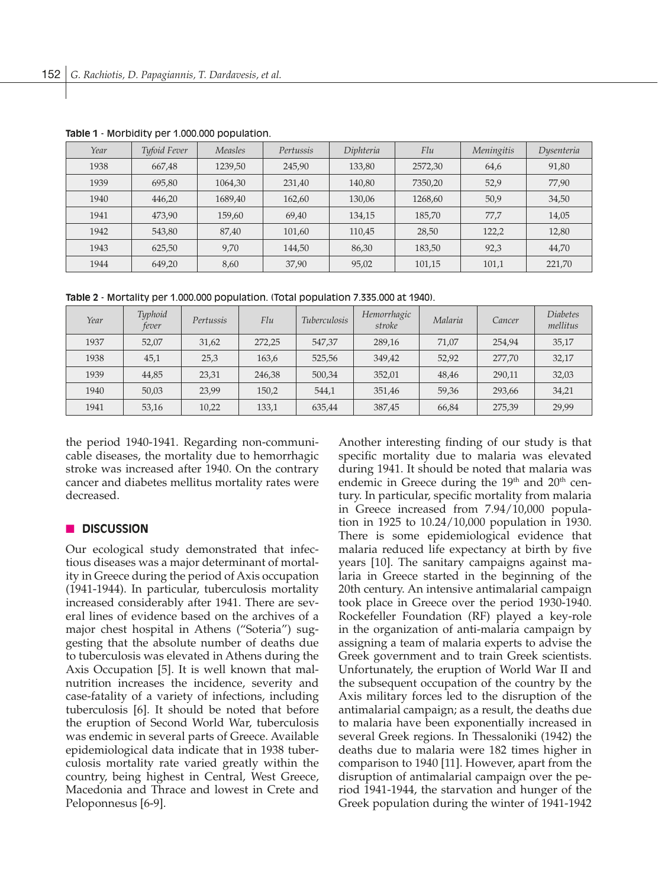**Table 1** - Morbidity per 1.000.000 population.

| Year | Tyfoid Fever | Measles | Pertussis | Diphteria | Flu | Meningitis | Dysenteria |
|---|---|---|---|---|---|---|---|
| 1938 | 667,48 | 1239,50 | 245,90 | 133,80 | 2572,30 | 64,6 | 91,80 |
| 1939 | 695,80 | 1064,30 | 231,40 | 140,80 | 7350,20 | 52,9 | 77,90 |
| 1940 | 446,20 | 1689,40 | 162,60 | 130,06 | 1268,60 | 50,9 | 34,50 |
| 1941 | 473,90 | 159,60 | 69,40 | 134,15 | 185,70 | 77,7 | 14,05 |
| 1942 | 543,80 | 87,40 | 101,60 | 110,45 | 28,50 | 122,2 | 12,80 |
| 1943 | 625,50 | 9,70 | 144,50 | 86,30 | 183,50 | 92,3 | 44,70 |
| 1944 | 649,20 | 8,60 | 37,90 | 95,02 | 101,15 | 101,1 | 221,70 |

**Table 2** - Mortality per 1.000.000 population. (Total population 7.335.000 at 1940).

| Year | Typhoid fever | Pertussis | Flu | Tuberculosis | Hemorrhagic stroke | Malaria | Cancer | Diabetes mellitus |
|---|---|---|---|---|---|---|---|---|
| 1937 | 52,07 | 31,62 | 272,25 | 547,37 | 289,16 | 71,07 | 254,94 | 35,17 |
| 1938 | 45,1 | 25,3 | 163,6 | 525,56 | 349,42 | 52,92 | 277,70 | 32,17 |
| 1939 | 44,85 | 23,31 | 246,38 | 500,34 | 352,01 | 48,46 | 290,11 | 32,03 |
| 1940 | 50,03 | 23,99 | 150,2 | 544,1 | 351,46 | 59,36 | 293,66 | 34,21 |
| 1941 | 53,16 | 10,22 | 133,1 | 635,44 | 387,45 | 66,84 | 275,39 | 29,99 |

the period 1940-1941. Regarding non-communicable diseases, the mortality due to hemorrhagic stroke was increased after 1940. On the contrary cancer and diabetes mellitus mortality rates were decreased.

## DISCUSSION

Our ecological study demonstrated that infectious diseases was a major determinant of mortality in Greece during the period of Axis occupation (1941-1944). In particular, tuberculosis mortality increased considerably after 1941. There are several lines of evidence based on the archives of a major chest hospital in Athens ("Soteria") suggesting that the absolute number of deaths due to tuberculosis was elevated in Athens during the Axis Occupation [5]. It is well known that malnutrition increases the incidence, severity and case-fatality of a variety of infections, including tuberculosis [6]. It should be noted that before the eruption of Second World War, tuberculosis was endemic in several parts of Greece. Available epidemiological data indicate that in 1938 tuberculosis mortality rate varied greatly within the country, being highest in Central, West Greece, Macedonia and Thrace and lowest in Crete and Peloponnesus [6-9].

Another interesting finding of our study is that specific mortality due to malaria was elevated during 1941. It should be noted that malaria was endemic in Greece during the 19th and 20th century. In particular, specific mortality from malaria in Greece increased from 7.94/10,000 population in 1925 to 10.24/10,000 population in 1930. There is some epidemiological evidence that malaria reduced life expectancy at birth by five years [10]. The sanitary campaigns against malaria in Greece started in the beginning of the 20th century. An intensive antimalarial campaign took place in Greece over the period 1930-1940. Rockefeller Foundation (RF) played a key-role in the organization of anti-malaria campaign by assigning a team of malaria experts to advise the Greek government and to train Greek scientists. Unfortunately, the eruption of World War II and the subsequent occupation of the country by the Axis military forces led to the disruption of the antimalarial campaign; as a result, the deaths due to malaria have been exponentially increased in several Greek regions. In Thessaloniki (1942) the deaths due to malaria were 182 times higher in comparison to 1940 [11]. However, apart from the disruption of antimalarial campaign over the period 1941-1944, the starvation and hunger of the Greek population during the winter of 1941-1942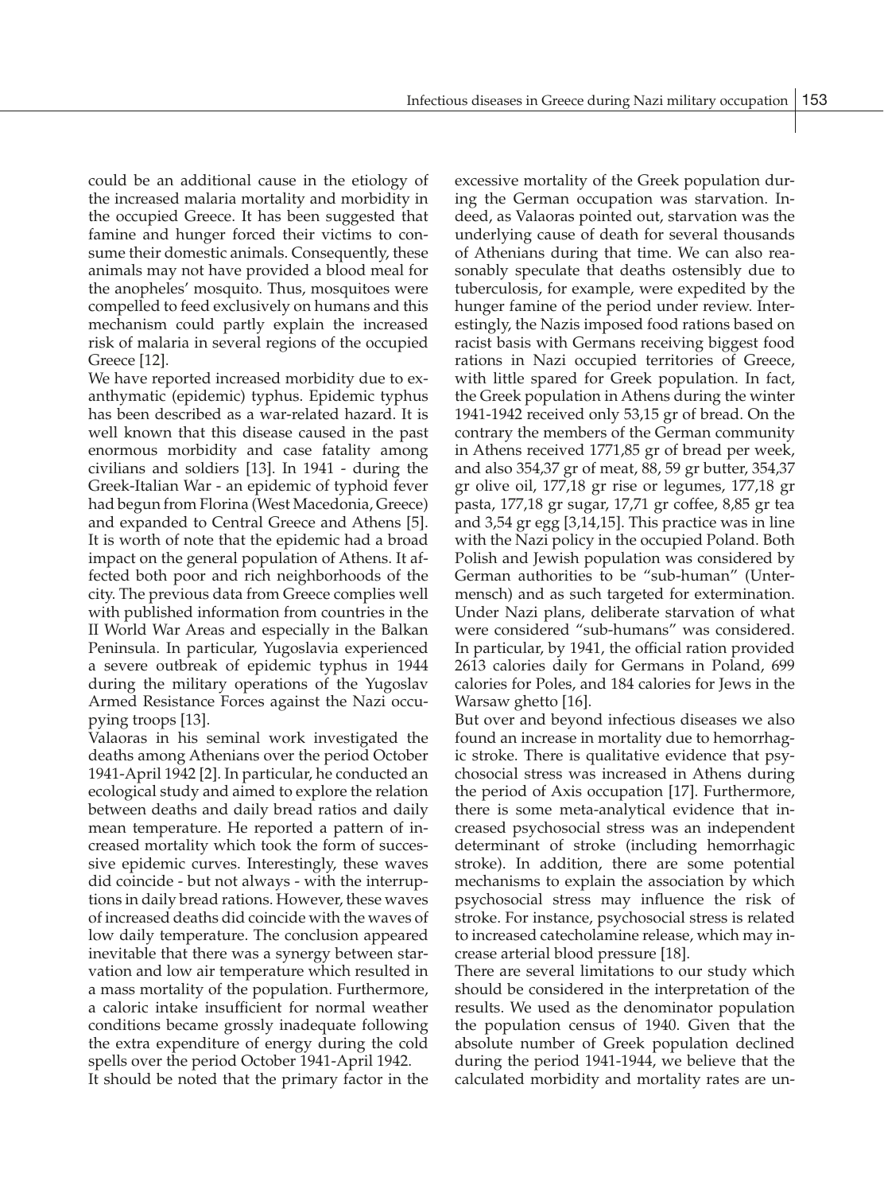could be an additional cause in the etiology of the increased malaria mortality and morbidity in the occupied Greece. It has been suggested that famine and hunger forced their victims to consume their domestic animals. Consequently, these animals may not have provided a blood meal for the anopheles' mosquito. Thus, mosquitoes were compelled to feed exclusively on humans and this mechanism could partly explain the increased risk of malaria in several regions of the occupied Greece [12].

We have reported increased morbidity due to exanthymatic (epidemic) typhus. Epidemic typhus has been described as a war-related hazard. It is well known that this disease caused in the past enormous morbidity and case fatality among civilians and soldiers [13]. In 1941 - during the Greek-Italian War - an epidemic of typhoid fever had begun from Florina (West Macedonia, Greece) and expanded to Central Greece and Athens [5]. It is worth of note that the epidemic had a broad impact on the general population of Athens. It affected both poor and rich neighborhoods of the city. The previous data from Greece complies well with published information from countries in the II World War Areas and especially in the Balkan Peninsula. In particular, Yugoslavia experienced a severe outbreak of epidemic typhus in 1944 during the military operations of the Yugoslav Armed Resistance Forces against the Nazi occupying troops [13].

Valaoras in his seminal work investigated the deaths among Athenians over the period October 1941-April 1942 [2]. In particular, he conducted an ecological study and aimed to explore the relation between deaths and daily bread ratios and daily mean temperature. He reported a pattern of increased mortality which took the form of successive epidemic curves. Interestingly, these waves did coincide - but not always - with the interruptions in daily bread rations. However, these waves of increased deaths did coincide with the waves of low daily temperature. The conclusion appeared inevitable that there was a synergy between starvation and low air temperature which resulted in a mass mortality of the population. Furthermore, a caloric intake insufficient for normal weather conditions became grossly inadequate following the extra expenditure of energy during the cold spells over the period October 1941-April 1942.

It should be noted that the primary factor in the excessive mortality of the Greek population during the German occupation was starvation. Indeed, as Valaoras pointed out, starvation was the underlying cause of death for several thousands of Athenians during that time. We can also reasonably speculate that deaths ostensibly due to tuberculosis, for example, were expedited by the hunger famine of the period under review. Interestingly, the Nazis imposed food rations based on racist basis with Germans receiving biggest food rations in Nazi occupied territories of Greece, with little spared for Greek population. In fact, the Greek population in Athens during the winter 1941-1942 received only 53,15 gr of bread. On the contrary the members of the German community in Athens received 1771,85 gr of bread per week, and also 354,37 gr of meat, 88, 59 gr butter, 354,37 gr olive oil, 177,18 gr rise or legumes, 177,18 gr pasta, 177,18 gr sugar, 17,71 gr coffee, 8,85 gr tea and 3,54 gr egg [3,14,15]. This practice was in line with the Nazi policy in the occupied Poland. Both Polish and Jewish population was considered by German authorities to be "sub-human" (Untermensch) and as such targeted for extermination. Under Nazi plans, deliberate starvation of what were considered "sub-humans" was considered. In particular, by 1941, the official ration provided 2613 calories daily for Germans in Poland, 699 calories for Poles, and 184 calories for Jews in the Warsaw ghetto [16].

But over and beyond infectious diseases we also found an increase in mortality due to hemorrhagic stroke. There is qualitative evidence that psychosocial stress was increased in Athens during the period of Axis occupation [17]. Furthermore, there is some meta-analytical evidence that increased psychosocial stress was an independent determinant of stroke (including hemorrhagic stroke). In addition, there are some potential mechanisms to explain the association by which psychosocial stress may influence the risk of stroke. For instance, psychosocial stress is related to increased catecholamine release, which may increase arterial blood pressure [18].

There are several limitations to our study which should be considered in the interpretation of the results. We used as the denominator population the population census of 1940. Given that the absolute number of Greek population declined during the period 1941-1944, we believe that the calculated morbidity and mortality rates are un-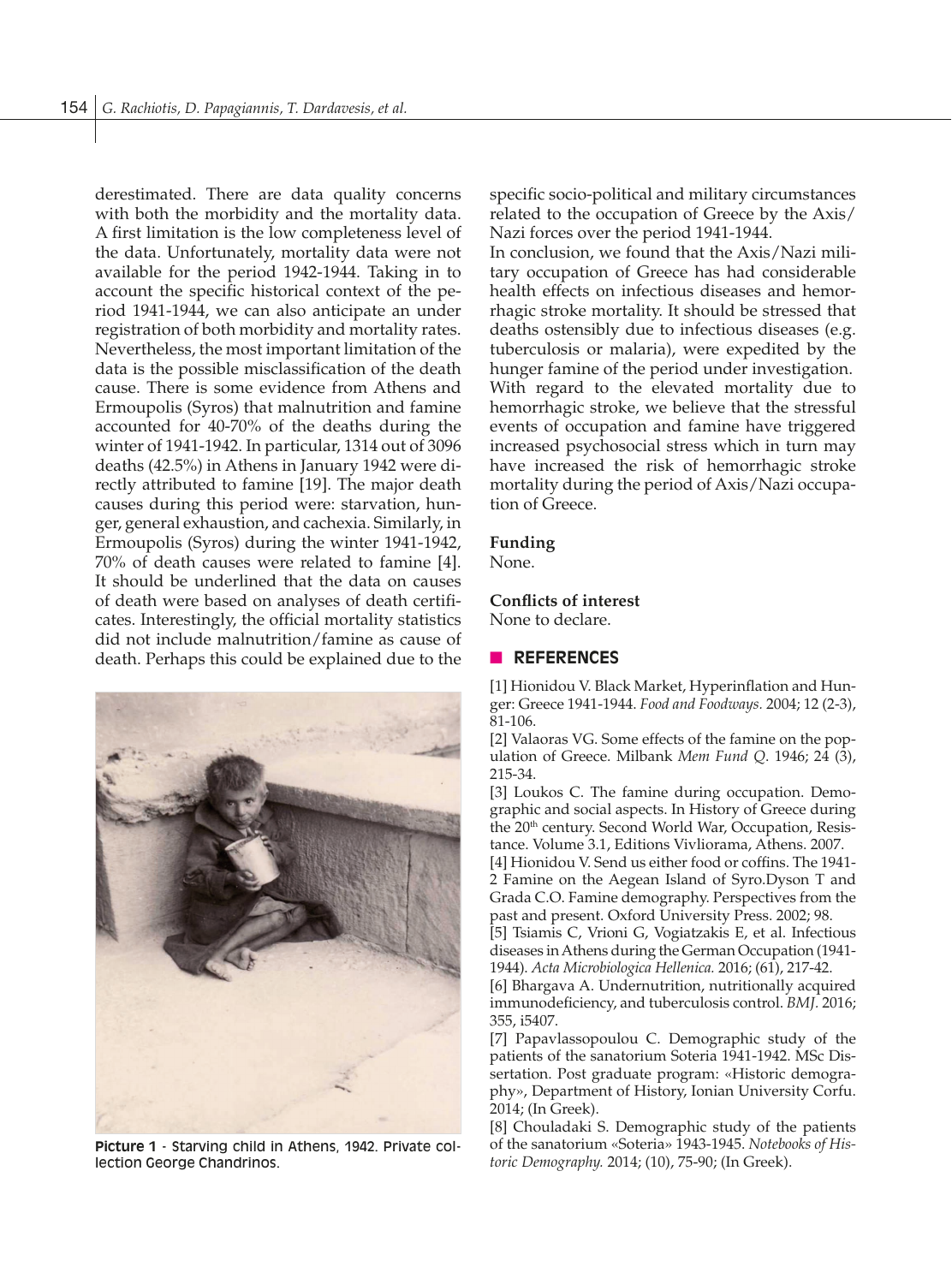derestimated. There are data quality concerns with both the morbidity and the mortality data. A first limitation is the low completeness level of the data. Unfortunately, mortality data were not available for the period 1942-1944. Taking in to account the specific historical context of the period 1941-1944, we can also anticipate an under registration of both morbidity and mortality rates. Nevertheless, the most important limitation of the data is the possible misclassification of the death cause. There is some evidence from Athens and Ermoupolis (Syros) that malnutrition and famine accounted for 40-70% of the deaths during the winter of 1941-1942. In particular, 1314 out of 3096 deaths (42.5%) in Athens in January 1942 were directly attributed to famine [19]. The major death causes during this period were: starvation, hunger, general exhaustion, and cachexia. Similarly, in Ermoupolis (Syros) during the winter 1941-1942, 70% of death causes were related to famine [4]. It should be underlined that the data on causes of death were based on analyses of death certificates. Interestingly, the official mortality statistics did not include malnutrition/famine as cause of death. Perhaps this could be explained due to the specific socio-political and military circumstances related to the occupation of Greece by the Axis/Nazi forces over the period 1941-1944.

**Picture 1** - Starving child in Athens, 1942. Private collection George Chandrinos.

In conclusion, we found that the Axis/Nazi military occupation of Greece has had considerable health effects on infectious diseases and hemorrhagic stroke mortality. It should be stressed that deaths ostensibly due to infectious diseases (e.g. tuberculosis or malaria), were expedited by the hunger famine of the period under investigation. With regard to the elevated mortality due to hemorrhagic stroke, we believe that the stressful events of occupation and famine have triggered increased psychosocial stress which in turn may have increased the risk of hemorrhagic stroke mortality during the period of Axis/Nazi occupation of Greece.

**Funding**

None.

**Conflicts of interest**

None to declare.

## REFERENCES

[1] Hionidou V. Black Market, Hyperinflation and Hunger: Greece 1941-1944. *Food and Foodways.* 2004; 12 (2-3), 81-106.

[2] Valaoras VG. Some effects of the famine on the population of Greece. Milbank *Mem Fund Q*. 1946; 24 (3), 215-34.

[3] Loukos C. The famine during occupation. Demographic and social aspects. In History of Greece during the 20th century. Second World War, Occupation, Resistance. Volume 3.1, Editions Vivliorama, Athens. 2007.

[4] Hionidou V. Send us either food or coffins. The 1941-2 Famine on the Aegean Island of Syro.Dyson T and Grada C.O. Famine demography. Perspectives from the past and present. Oxford University Press. 2002; 98.

[5] Tsiamis C, Vrioni G, Vogiatzakis E, et al. Infectious diseases in Athens during the German Occupation (1941-1944). *Acta Microbiologica Hellenica.* 2016; (61), 217-42.

[6] Bhargava A. Undernutrition, nutritionally acquired immunodeficiency, and tuberculosis control. *BMJ.* 2016; 355, i5407.

[7] Papavlassopoulou C. Demographic study of the patients of the sanatorium Soteria 1941-1942. MSc Dissertation. Post graduate program: «Historic demography», Department of History, Ionian University Corfu. 2014; (In Greek).

[8] Chouladaki S. Demographic study of the patients of the sanatorium «Soteria» 1943-1945. *Notebooks of Historic Demography.* 2014; (10), 75-90; (In Greek).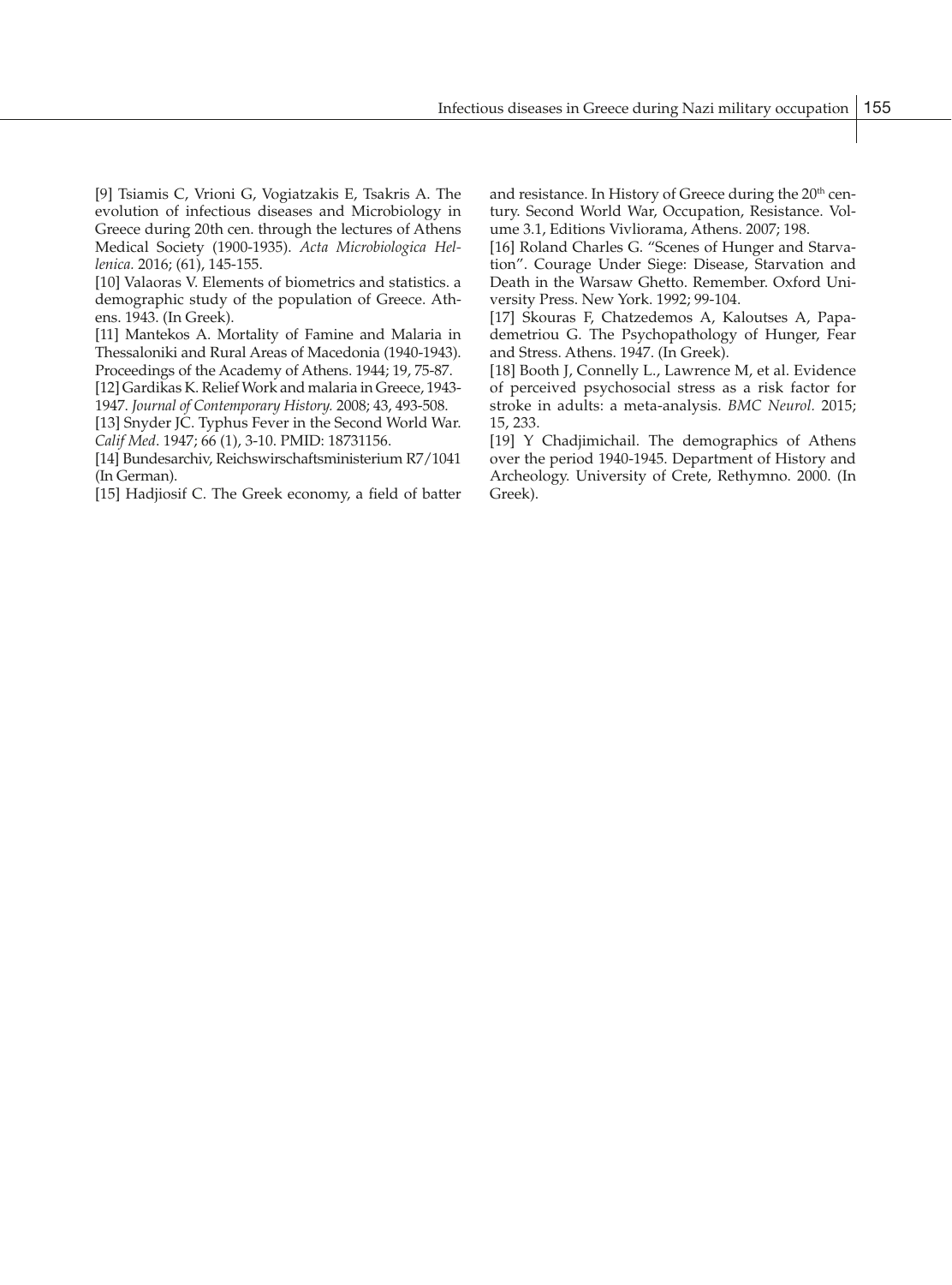[9] Tsiamis C, Vrioni G, Vogiatzakis E, Tsakris A. The evolution of infectious diseases and Microbiology in Greece during 20th cen. through the lectures of Athens Medical Society (1900-1935). *Acta Microbiologica Hellenica.* 2016; (61), 145-155.

[10] Valaoras V. Elements of biometrics and statistics. a demographic study of the population of Greece. Athens. 1943. (In Greek).

[11] Mantekos A. Mortality of Famine and Malaria in Thessaloniki and Rural Areas of Macedonia (1940-1943). Proceedings of the Academy of Athens. 1944; 19, 75-87.

[12] Gardikas K. Relief Work and malaria in Greece, 1943-1947. *Journal of Contemporary History.* 2008; 43, 493-508.

[13] Snyder JC. Typhus Fever in the Second World War. *Calif Med*. 1947; 66 (1), 3-10. PMID: 18731156.

[14] Bundesarchiv, Reichswirschaftsministerium R7/1041 (In German).

[15] Hadjiosif C. The Greek economy, a field of batter and resistance. In History of Greece during the 20th century. Second World War, Occupation, Resistance. Volume 3.1, Editions Vivliorama, Athens. 2007; 198.

[16] Roland Charles G. "Scenes of Hunger and Starvation". Courage Under Siege: Disease, Starvation and Death in the Warsaw Ghetto. Remember. Oxford University Press. New York. 1992; 99-104.

[17] Skouras F, Chatzedemos A, Kaloutses A, Papademetriou G. The Psychopathology of Hunger, Fear and Stress. Athens. 1947. (In Greek).

[18] Booth J, Connelly L., Lawrence M, et al. Evidence of perceived psychosocial stress as a risk factor for stroke in adults: a meta-analysis. *BMC Neurol.* 2015; 15, 233.

[19] Y Chadjimichail. The demographics of Athens over the period 1940-1945. Department of History and Archeology. University of Crete, Rethymno. 2000. (In Greek).